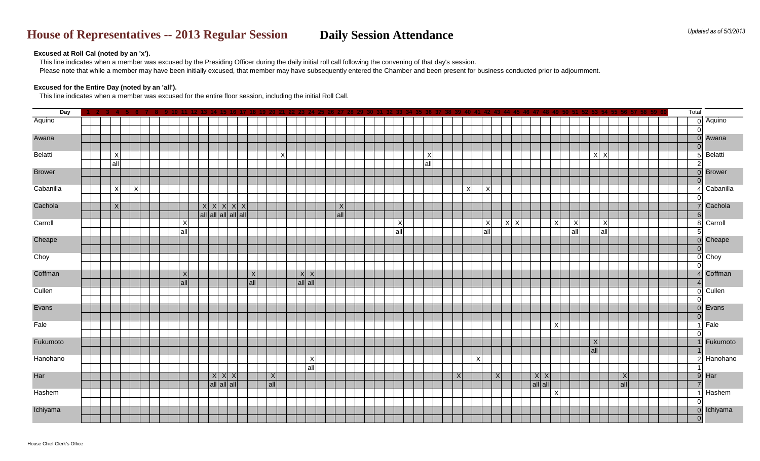# House of Representatives -- 2013 Regular Session

# Daily Session Attendance

*Updated as of 5/3/2013*

**Excused at Roll Cal (noted by an 'x').**

This line indicates when a member was excused by the Presiding Officer during the daily initial roll call following the convening of that day's session.

Please note that while a member may have been initially excused, that member may have subsequently entered the Chamber and been present for business conducted prior to adjournment.

**Excused for the Entire Day (noted by an 'all').**

This line indicates when a member was excused for the entire floor session, including the initial Roll Call.

| Day | 1 | 2 | 3 | 4 | 5 | 6 | 7 | 8 | 9 | 10 | 11 | 12 | 13 | 14 | 15 | 16 | 17 | 18 | 19 | 20 | 21 | 22 | 23 | 24 | 25 | 26 | 27 | 28 | 29 | 30 | 31 | 32 | 33 | 34 | 35 | 36 | 37 | 38 | 39 | 40 | 41 | 42 | 43 | 44 | 45 | 46 | 47 | 48 | 49 | 50 | 51 | 52 | 53 | 54 | 55 | 56 | 57 | 58 | 59 | 60 | Total | |
|---|---|---|---|---|---|---|---|---|---|---|---|---|---|---|---|---|---|---|---|---|---|---|---|---|---|---|---|---|---|---|---|---|---|---|---|---|---|---|---|---|---|---|---|---|---|---|---|---|---|---|---|---|---|---|---|---|---|---|---|---|---|---|
| Aquino | | | | | | | | | | | | | | | | | | | | | | | | | | | | | | | | | | | | | | | | | | | | | | | | | | | | | | | | | | | | | 0 | Aquino |
| | | | | | | | | | | | | | | | | | | | | | | | | | | | | | | | | | | | | | | | | | | | | | | | | | | | | | | | | | | | | | 0 | |
| Awana | | | | | | | | | | | | | | | | | | | | | | | | | | | | | | | | | | | | | | | | | | | | | | | | | | | | | | | | | | | | | 0 | Awana |
| | | | | | | | | | | | | | | | | | | | | | | | | | | | | | | | | | | | | | | | | | | | | | | | | | | | | | | | | | | | | | 0 | |
| Belatti | | | | X | | | | | | | | | | | | | | | | | X | | | | | | | | | | | | | | | X | | | | | | | | | | | | | | | | | X | X | | | | | | | 5 | Belatti |
| | | | | all | | | | | | | | | | | | | | | | | | | | | | | | | | | | | | | | all | | | | | | | | | | | | | | | | | | | | | | | | | 2 | |
| Brower | | | | | | | | | | | | | | | | | | | | | | | | | | | | | | | | | | | | | | | | | | | | | | | | | | | | | | | | | | | | | 0 | Brower |
| | | | | | | | | | | | | | | | | | | | | | | | | | | | | | | | | | | | | | | | | | | | | | | | | | | | | | | | | | | | | | 0 | |
| Cabanilla | | | | X | | X | | | | | | | | | | | | | | | | | | | | | | | | | | | | | | | | | | X | | X | | | | | | | | | | | | | | | | | | | 4 | Cabanilla |
| | | | | | | | | | | | | | | | | | | | | | | | | | | | | | | | | | | | | | | | | | | | | | | | | | | | | | | | | | | | | | 0 | |
| Cachola | | | | X | | | | | | | | | X | X | X | X | X | | | | | | | | | | X | | | | | | | | | | | | | | | | | | | | | | | | | | | | | | | | | | 7 | Cachola |
| | | | | | | | | | | | | | all | all | all | all | all | | | | | | | | | | all | | | | | | | | | | | | | | | | | | | | | | | | | | | | | | | | | | 6 | |
| Carroll | | | | | | | | | | | X | | | | | | | | | | | | | | | | | | | | | | X | | | | | | | | | X | | X | X | | | | X | | X | | | X | | | | | | | 8 | Carroll |
| | | | | | | | | | | | all | | | | | | | | | | | | | | | | | | | | | | all | | | | | | | | | all | | | | | | | | | all | | | all | | | | | | | 5 | |
| Cheape | | | | | | | | | | | | | | | | | | | | | | | | | | | | | | | | | | | | | | | | | | | | | | | | | | | | | | | | | | | | | 0 | Cheape |
| | | | | | | | | | | | | | | | | | | | | | | | | | | | | | | | | | | | | | | | | | | | | | | | | | | | | | | | | | | | | | 0 | |
| Choy | | | | | | | | | | | | | | | | | | | | | | | | | | | | | | | | | | | | | | | | | | | | | | | | | | | | | | | | | | | | | 0 | Choy |
| | | | | | | | | | | | | | | | | | | | | | | | | | | | | | | | | | | | | | | | | | | | | | | | | | | | | | | | | | | | | | 0 | |
| Coffman | | | | | | | | | | | X | | | | | | | X | | | | | X | X | | | | | | | | | | | | | | | | | | | | | | | | | | | | | | | | | | | | | 4 | Coffman |
| | | | | | | | | | | | all | | | | | | | all | | | | | all | all | | | | | | | | | | | | | | | | | | | | | | | | | | | | | | | | | | | | | 4 | |
| Cullen | | | | | | | | | | | | | | | | | | | | | | | | | | | | | | | | | | | | | | | | | | | | | | | | | | | | | | | | | | | | | 0 | Cullen |
| | | | | | | | | | | | | | | | | | | | | | | | | | | | | | | | | | | | | | | | | | | | | | | | | | | | | | | | | | | | | | 0 | |
| Evans | | | | | | | | | | | | | | | | | | | | | | | | | | | | | | | | | | | | | | | | | | | | | | | | | | | | | | | | | | | | | 0 | Evans |
| | | | | | | | | | | | | | | | | | | | | | | | | | | | | | | | | | | | | | | | | | | | | | | | | | | | | | | | | | | | | | 0 | |
| Fale | | | | | | | | | | | | | | | | | | | | | | | | | | | | | | | | | | | | | | | | | | | | | | | | | X | | | | | | | | | | | | 1 | Fale |
| | | | | | | | | | | | | | | | | | | | | | | | | | | | | | | | | | | | | | | | | | | | | | | | | | | | | | | | | | | | | | 0 | |
| Fukumoto | | | | | | | | | | | | | | | | | | | | | | | | | | | | | | | | | | | | | | | | | | | | | | | | | | | | | X | | | | | | | | 1 | Fukumoto |
| | | | | | | | | | | | | | | | | | | | | | | | | | | | | | | | | | | | | | | | | | | | | | | | | | | | | all | | | | | | | | 1 | |
| Hanohano | | | | | | | | | | | | | | | | | | | | | | | | X | | | | | | | | | | | | | | | | | X | | | | | | | | | | | | | | | | | | | | 2 | Hanohano |
| | | | | | | | | | | | | | | | | | | | | | | | | all | | | | | | | | | | | | | | | | | | | | | | | | | | | | | | | | | | | | | 1 | |
| Har | | | | | | | | | | | | | | X | X | X | | | | X | | | | | | | | | | | | | | | | | | | X | | | | X | | | | X | X | | | | | | | | X | | | | | 9 | Har |
| | | | | | | | | | | | | | | all | all | all | | | | all | | | | | | | | | | | | | | | | | | | | | | | | | | | all | all | | | | | | | | all | | | | | 7 | |
| Hashem | | | | | | | | | | | | | | | | | | | | | | | | | | | | | | | | | | | | | | | | | | | | | | | | | X | | | | | | | | | | | | 1 | Hashem |
| | | | | | | | | | | | | | | | | | | | | | | | | | | | | | | | | | | | | | | | | | | | | | | | | | | | | | | | | | | | | | 0 | |
| Ichiyama | | | | | | | | | | | | | | | | | | | | | | | | | | | | | | | | | | | | | | | | | | | | | | | | | | | | | | | | | | | | | 0 | Ichiyama |
| | | | | | | | | | | | | | | | | | | | | | | | | | | | | | | | | | | | | | | | | | | | | | | | | | | | | | | | | | | | | | 0 | |

House Chief Clerk's Office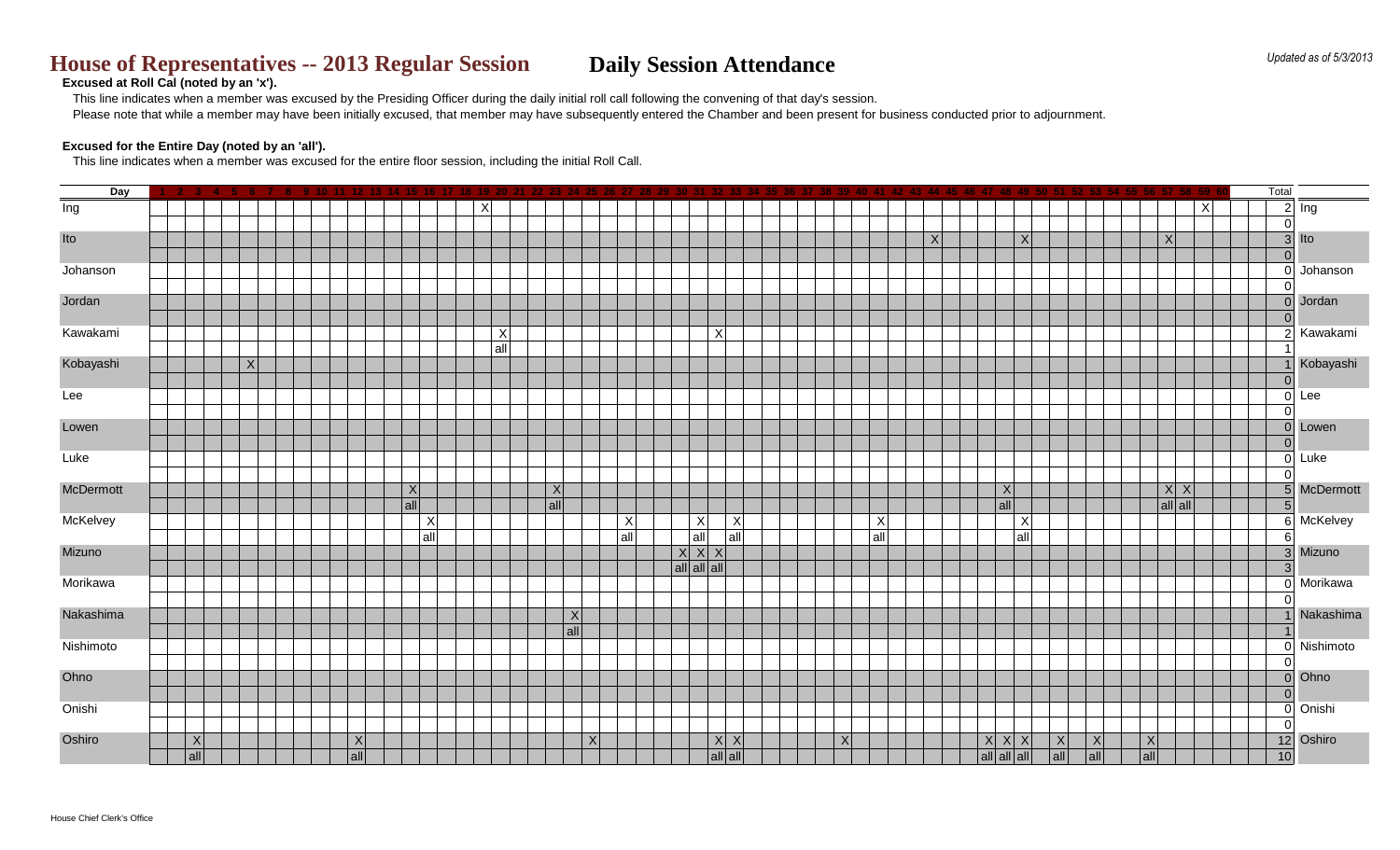# House of Representatives -- 2013 Regular Session

## Daily Session Attendance

*Updated as of 5/3/2013*

**Excused at Roll Cal (noted by an 'x').**

This line indicates when a member was excused by the Presiding Officer during the daily initial roll call following the convening of that day's session.
Please note that while a member may have been initially excused, that member may have subsequently entered the Chamber and been present for business conducted prior to adjournment.

**Excused for the Entire Day (noted by an 'all').**

This line indicates when a member was excused for the entire floor session, including the initial Roll Call.

| Day | 1 | 2 | 3 | 4 | 5 | 6 | 7 | 8 | 9 | 10 | 11 | 12 | 13 | 14 | 15 | 16 | 17 | 18 | 19 | 20 | 21 | 22 | 23 | 24 | 25 | 26 | 27 | 28 | 29 | 30 | 31 | 32 | 33 | 34 | 35 | 36 | 37 | 38 | 39 | 40 | 41 | 42 | 43 | 44 | 45 | 46 | 47 | 48 | 49 | 50 | 51 | 52 | 53 | 54 | 55 | 56 | 57 | 58 | 59 | 60 | Total | |
|---|---|---|---|---|---|---|---|---|---|---|---|---|---|---|---|---|---|---|---|---|---|---|---|---|---|---|---|---|---|---|---|---|---|---|---|---|---|---|---|---|---|---|---|---|---|---|---|---|---|---|---|---|---|---|---|---|---|---|---|---|---|---|
| Ing | | | | | | | | | | | | | | | | | | | X | | | | | | | | | | | | | | | | | | | | | | | | | | | | | | | | | | | | | | | | X | | 2 | Ing |
| | | | | | | | | | | | | | | | | | | | | | | | | | | | | | | | | | | | | | | | | | | | | | | | | | | | | | | | | | | | | | | 0 | |
| Ito | | | | | | | | | | | | | | | | | | | | | | | | | | | | | | | | | | | | | | | | | | | | X | | | | | X | | | | | | | | X | | | | 3 | Ito |
| | | | | | | | | | | | | | | | | | | | | | | | | | | | | | | | | | | | | | | | | | | | | | | | | | | | | | | | | | | | | | 0 | |
| Johanson | | | | | | | | | | | | | | | | | | | | | | | | | | | | | | | | | | | | | | | | | | | | | | | | | | | | | | | | | | | | | 0 | Johanson |
| | | | | | | | | | | | | | | | | | | | | | | | | | | | | | | | | | | | | | | | | | | | | | | | | | | | | | | | | | | | | | 0 | |
| Jordan | | | | | | | | | | | | | | | | | | | | | | | | | | | | | | | | | | | | | | | | | | | | | | | | | | | | | | | | | | | | | 0 | Jordan |
| | | | | | | | | | | | | | | | | | | | | | | | | | | | | | | | | | | | | | | | | | | | | | | | | | | | | | | | | | | | | | 0 | |
| Kawakami | | | | | | | | | | | | | | | | | | | | X | | | | | | | | | | | | X | | | | | | | | | | | | | | | | | | | | | | | | | | | | | 2 | Kawakami |
| | | | | | | | | | | | | | | | | | | | | all | | | | | | | | | | | | | | | | | | | | | | | | | | | | | | | | | | | | | | | | | 1 | |
| Kobayashi | | | | | | X | | | | | | | | | | | | | | | | | | | | | | | | | | | | | | | | | | | | | | | | | | | | | | | | | | | | | | | 1 | Kobayashi |
| | | | | | | | | | | | | | | | | | | | | | | | | | | | | | | | | | | | | | | | | | | | | | | | | | | | | | | | | | | | | 0 | |
| Lee | | | | | | | | | | | | | | | | | | | | | | | | | | | | | | | | | | | | | | | | | | | | | | | | | | | | | | | | | | | | | 0 | Lee |
| | | | | | | | | | | | | | | | | | | | | | | | | | | | | | | | | | | | | | | | | | | | | | | | | | | | | | | | | | | | | | 0 | |
| Lowen | | | | | | | | | | | | | | | | | | | | | | | | | | | | | | | | | | | | | | | | | | | | | | | | | | | | | | | | | | | | | 0 | Lowen |
| | | | | | | | | | | | | | | | | | | | | | | | | | | | | | | | | | | | | | | | | | | | | | | | | | | | | | | | | | | | | | 0 | |
| Luke | | | | | | | | | | | | | | | | | | | | | | | | | | | | | | | | | | | | | | | | | | | | | | | | | | | | | | | | | | | | | 0 | Luke |
| | | | | | | | | | | | | | | | | | | | | | | | | | | | | | | | | | | | | | | | | | | | | | | | | | | | | | | | | | | | | | 0 | |
| McDermott | | | | | | | | | | | | | | | X | | | | | | | | X | | | | | | | | | | | | | | | | | | | | | | | | | X | | | | | | | | | X | X | | | 5 | McDermott |
| | | | | | | | | | | | | | | | all | | | | | | | | all | | | | | | | | | | | | | | | | | | | | | | | | | all | | | | | | | | | all | all | | | 5 | |
| McKelvey | | | | | | | | | | | | | | | | X | | | | | | | | | | | X | | | | X | | X | | | | | | | | X | | | | | | | | X | | | | | | | | | | | | 6 | McKelvey |
| | | | | | | | | | | | | | | | | all | | | | | | | | | | | all | | | | all | | all | | | | | | | | all | | | | | | | | all | | | | | | | | | | | | 6 | |
| Mizuno | | | | | | | | | | | | | | | | | | | | | | | | | | | | | | X | X | X | | | | | | | | | | | | | | | | | | | | | | | | | | | | | 3 | Mizuno |
| | | | | | | | | | | | | | | | | | | | | | | | | | | | | | | all | all | all | | | | | | | | | | | | | | | | | | | | | | | | | | | | | 3 | |
| Morikawa | | | | | | | | | | | | | | | | | | | | | | | | | | | | | | | | | | | | | | | | | | | | | | | | | | | | | | | | | | | | | 0 | Morikawa |
| | | | | | | | | | | | | | | | | | | | | | | | | | | | | | | | | | | | | | | | | | | | | | | | | | | | | | | | | | | | | | 0 | |
| Nakashima | | | | | | | | | | | | | | | | | | | | | | | | X | | | | | | | | | | | | | | | | | | | | | | | | | | | | | | | | | | | | | 1 | Nakashima |
| | | | | | | | | | | | | | | | | | | | | | | | | all | | | | | | | | | | | | | | | | | | | | | | | | | | | | | | | | | | | | | 1 | |
| Nishimoto | | | | | | | | | | | | | | | | | | | | | | | | | | | | | | | | | | | | | | | | | | | | | | | | | | | | | | | | | | | | | 0 | Nishimoto |
| | | | | | | | | | | | | | | | | | | | | | | | | | | | | | | | | | | | | | | | | | | | | | | | | | | | | | | | | | | | | | 0 | |
| Ohno | | | | | | | | | | | | | | | | | | | | | | | | | | | | | | | | | | | | | | | | | | | | | | | | | | | | | | | | | | | | | 0 | Ohno |
| | | | | | | | | | | | | | | | | | | | | | | | | | | | | | | | | | | | | | | | | | | | | | | | | | | | | | | | | | | | | | 0 | |
| Onishi | | | | | | | | | | | | | | | | | | | | | | | | | | | | | | | | | | | | | | | | | | | | | | | | | | | | | | | | | | | | | 0 | Onishi |
| | | | | | | | | | | | | | | | | | | | | | | | | | | | | | | | | | | | | | | | | | | | | | | | | | | | | | | | | | | | | | 0 | |
| Oshiro | | | X | | | | | | | | | X | | | | | | | | | | | | | X | | | | | | | X | X | | | | | | X | | | | | | | | X | X | X | | X | | X | | | X | | | | | 12 | Oshiro |
| | | | all | | | | | | | | | all | | | | | | | | | | | | | | | | | | | | all | all | | | | | | | | | | | | | | all | all | all | | all | | all | | | all | | | | | 10 | |

House Chief Clerk's Office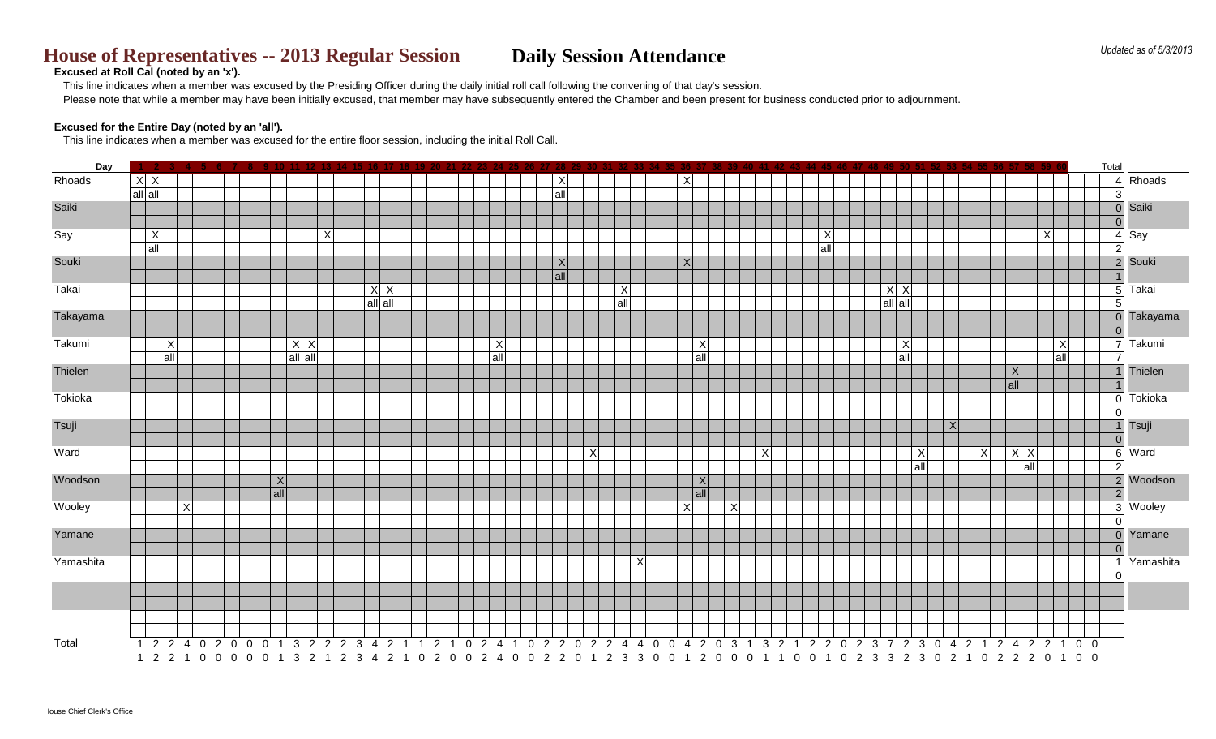# House of Representatives -- 2013 Regular Session    Daily Session Attendance

*Updated as of 5/3/2013*

**Excused at Roll Cal (noted by an 'x').**

This line indicates when a member was excused by the Presiding Officer during the daily initial roll call following the convening of that day's session.

Please note that while a member may have been initially excused, that member may have subsequently entered the Chamber and been present for business conducted prior to adjournment.

**Excused for the Entire Day (noted by an 'all').**

This line indicates when a member was excused for the entire floor session, including the initial Roll Call.

| Day | 1 | 2 | 3 | 4 | 5 | 6 | 7 | 8 | 9 | 10 | 11 | 12 | 13 | 14 | 15 | 16 | 17 | 18 | 19 | 20 | 21 | 22 | 23 | 24 | 25 | 26 | 27 | 28 | 29 | 30 | 31 | 32 | 33 | 34 | 35 | 36 | 37 | 38 | 39 | 40 | 41 | 42 | 43 | 44 | 45 | 46 | 47 | 48 | 49 | 50 | 51 | 52 | 53 | 54 | 55 | 56 | 57 | 58 | 59 | 60 | | | Total | |
|---|---|---|---|---|---|---|---|---|---|---|---|---|---|---|---|---|---|---|---|---|---|---|---|---|---|---|---|---|---|---|---|---|---|---|---|---|---|---|---|---|---|---|---|---|---|---|---|---|---|---|---|---|---|---|---|---|---|---|---|---|---|---|---|---|
| Rhoads | X | X | | | | | | | | | | | | | | | | | | | | | | | | | | X | | | | | | | | X | | | | | | | | | | | | | | | | | | | | | | | | | | | 4 | Rhoads |
| | all | all | | | | | | | | | | | | | | | | | | | | | | | | | | all | | | | | | | | | | | | | | | | | | | | | | | | | | | | | | | | | | | 3 | |
| Saiki | | | | | | | | | | | | | | | | | | | | | | | | | | | | | | | | | | | | | | | | | | | | | | | | | | | | | | | | | | | | | | | 0 | Saiki |
| | | | | | | | | | | | | | | | | | | | | | | | | | | | | | | | | | | | | | | | | | | | | | | | | | | | | | | | | | | | | | | | 0 | |
| Say | | X | | | | | | | | | | | X | | | | | | | | | | | | | | | | | | | | | | | | | | | | | | | | X | | | | | | | | | | | | | | X | | | | 4 | Say |
| | | all | | | | | | | | | | | | | | | | | | | | | | | | | | | | | | | | | | | | | | | | | | | all | | | | | | | | | | | | | | | | | | 2 | |
| Souki | | | | | | | | | | | | | | | | | | | | | | | | | | | | X | | | | | | | | X | | | | | | | | | | | | | | | | | | | | | | | | | | | 2 | Souki |
| | | | | | | | | | | | | | | | | | | | | | | | | | | | | all | | | | | | | | | | | | | | | | | | | | | | | | | | | | | | | | | | | 1 | |
| Takai | | | | | | | | | | | | | | | | X | X | | | | | | | | | | | | | | | X | | | | | | | | | | | | | | | | | X | X | | | | | | | | | | | | | 5 | Takai |
| | | | | | | | | | | | | | | | | all | all | | | | | | | | | | | | | | | all | | | | | | | | | | | | | | | | | all | all | | | | | | | | | | | | | 5 | |
| Takayama | | | | | | | | | | | | | | | | | | | | | | | | | | | | | | | | | | | | | | | | | | | | | | | | | | | | | | | | | | | | | | | 0 | Takayama |
| | | | | | | | | | | | | | | | | | | | | | | | | | | | | | | | | | | | | | | | | | | | | | | | | | | | | | | | | | | | | | | | 0 | |
| Takumi | | | X | | | | | | | | X | X | | | | | | | | | | | | X | | | | | | | | | | | | | X | | | | | | | | | | | | | X | | | | | | | | | | X | | | 7 | Takumi |
| | | | all | | | | | | | | all | all | | | | | | | | | | | | all | | | | | | | | | | | | | all | | | | | | | | | | | | | all | | | | | | | | | | all | | | 7 | |
| Thielen | | | | | | | | | | | | | | | | | | | | | | | | | | | | | | | | | | | | | | | | | | | | | | | | | | | | | | | | | X | | | | | | 1 | Thielen |
| | | | | | | | | | | | | | | | | | | | | | | | | | | | | | | | | | | | | | | | | | | | | | | | | | | | | | | | | all | | | | | | 1 | |
| Tokioka | | | | | | | | | | | | | | | | | | | | | | | | | | | | | | | | | | | | | | | | | | | | | | | | | | | | | | | | | | | | | | | 0 | Tokioka |
| | | | | | | | | | | | | | | | | | | | | | | | | | | | | | | | | | | | | | | | | | | | | | | | | | | | | | | | | | | | | | | | 0 | |
| Tsuji | | | | | | | | | | | | | | | | | | | | | | | | | | | | | | | | | | | | | | | | | | | | | | | | | | | | | X | | | | | | | | | | 1 | Tsuji |
| | | | | | | | | | | | | | | | | | | | | | | | | | | | | | | | | | | | | | | | | | | | | | | | | | | | | | | | | | | | | | | | 0 | |
| Ward | | | | | | | | | | | | | | | | | | | | | | | | | | | | | | X | | | | | | | | | | | X | | | | | | | | | | X | | | | X | | X | X | | | | | 6 | Ward |
| | | | | | | | | | | | | | | | | | | | | | | | | | | | | | | | | | | | | | | | | | | | | | | | | | | | all | | | | | | | all | | | | | 2 | |
| Woodson | | | | | | | | | | X | | | | | | | | | | | | | | | | | | | | | | | | | | | X | | | | | | | | | | | | | | | | | | | | | | | | | | 2 | Woodson |
| | | | | | | | | | | all | | | | | | | | | | | | | | | | | | | | | | | | | | | all | | | | | | | | | | | | | | | | | | | | | | | | | | 2 | |
| Wooley | | | | X | | | | | | | | | | | | | | | | | | | | | | | | | | | | | | | | X | | | X | | | | | | | | | | | | | | | | | | | | | | | | 3 | Wooley |
| | | | | | | | | | | | | | | | | | | | | | | | | | | | | | | | | | | | | | | | | | | | | | | | | | | | | | | | | | | | | | | | 0 | |
| Yamane | | | | | | | | | | | | | | | | | | | | | | | | | | | | | | | | | | | | | | | | | | | | | | | | | | | | | | | | | | | | | | | 0 | Yamane |
| | | | | | | | | | | | | | | | | | | | | | | | | | | | | | | | | | | | | | | | | | | | | | | | | | | | | | | | | | | | | | | | 0 | |
| Yamashita | | | | | | | | | | | | | | | | | | | | | | | | | | | | | | | | | X | | | | | | | | | | | | | | | | | | | | | | | | | | | | | | 1 | Yamashita |
| | | | | | | | | | | | | | | | | | | | | | | | | | | | | | | | | | | | | | | | | | | | | | | | | | | | | | | | | | | | | | | | 0 | |
| Total | 1 | 2 | 2 | 4 | 0 | 2 | 0 | 0 | 0 | 1 | 3 | 2 | 2 | 2 | 3 | 4 | 2 | 1 | 1 | 2 | 1 | 0 | 2 | 4 | 1 | 0 | 2 | 2 | 0 | 2 | 2 | 4 | 4 | 0 | 0 | 4 | 2 | 0 | 3 | 1 | 3 | 2 | 1 | 2 | 2 | 0 | 2 | 3 | 7 | 2 | 3 | 0 | 4 | 2 | 1 | 2 | 4 | 2 | 2 | 1 | 0 | 0 | | |
| | 1 | 2 | 2 | 1 | 0 | 0 | 0 | 0 | 0 | 1 | 3 | 2 | 1 | 2 | 3 | 4 | 2 | 1 | 0 | 2 | 0 | 0 | 2 | 4 | 0 | 0 | 2 | 2 | 0 | 1 | 2 | 3 | 3 | 0 | 0 | 1 | 2 | 0 | 0 | 0 | 1 | 1 | 0 | 0 | 1 | 0 | 2 | 3 | 3 | 2 | 3 | 0 | 2 | 1 | 0 | 2 | 2 | 2 | 0 | 1 | 0 | 0 | | |

House Chief Clerk's Office